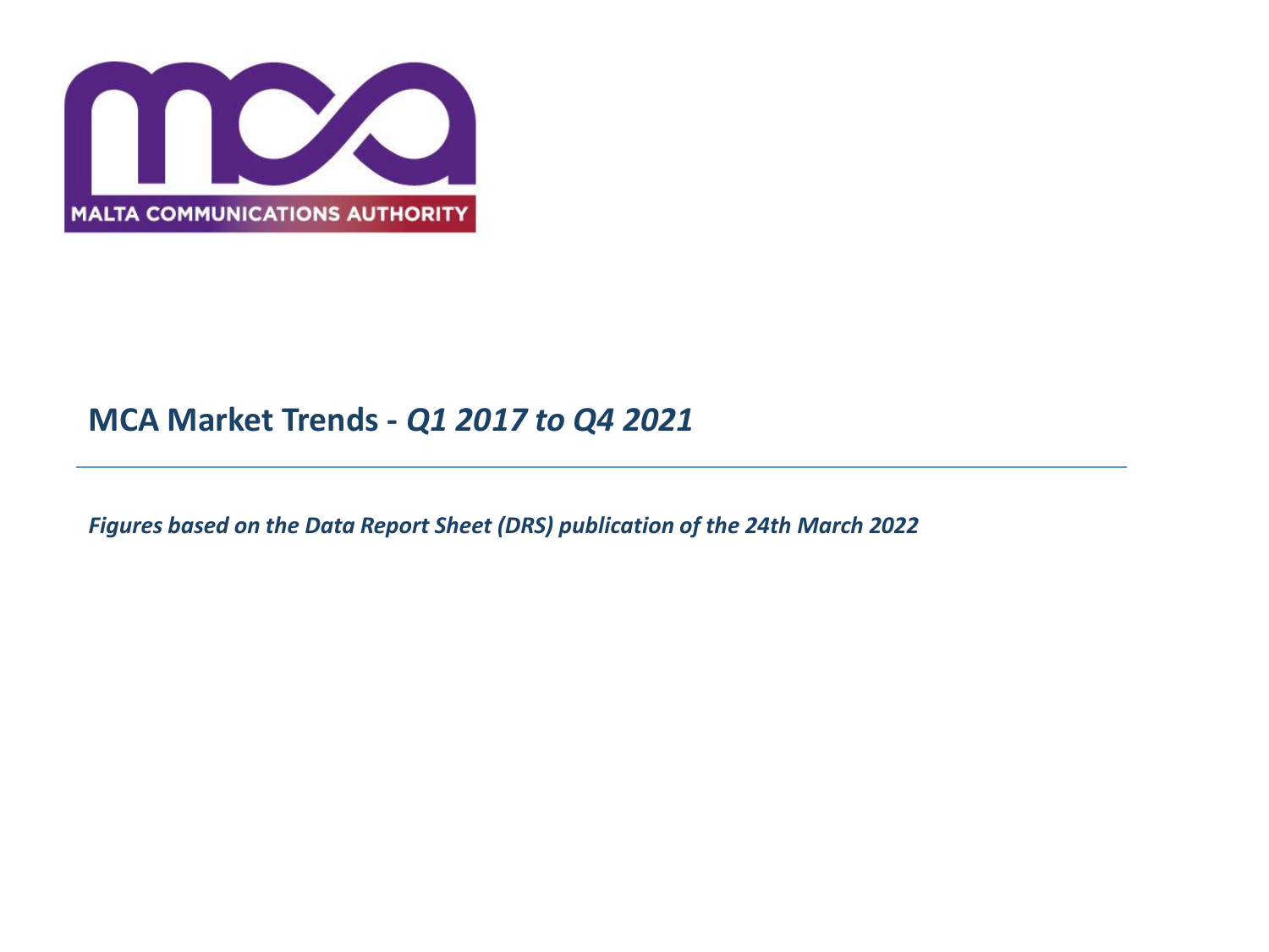MALTA COMMUNICATIONS AUTHORITY

# MCA Market Trends - *Q1 2017 to Q4 2021*

---

***Figures based on the Data Report Sheet (DRS) publication of the 24th March 2022***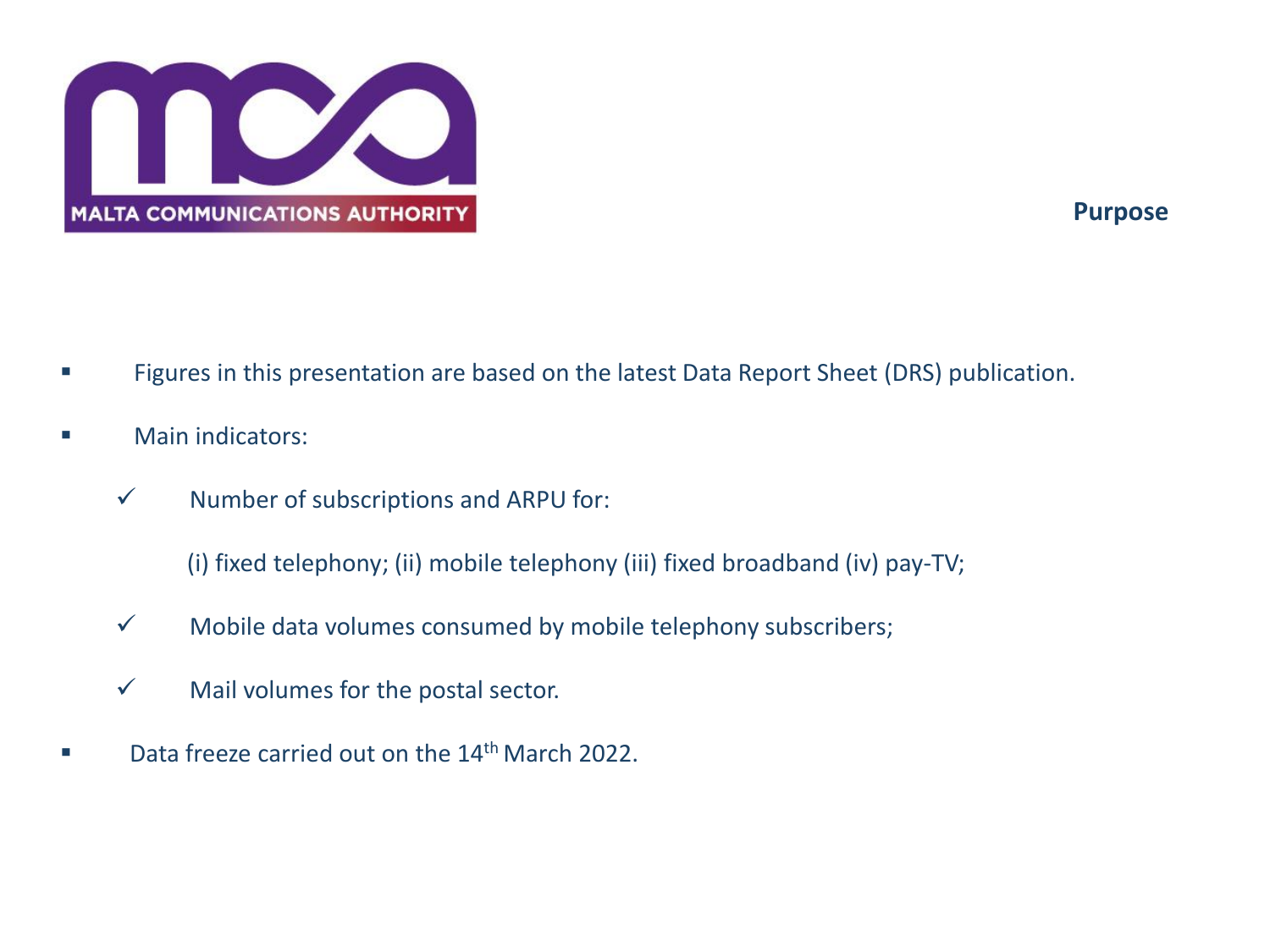## Purpose

- Figures in this presentation are based on the latest Data Report Sheet (DRS) publication.
- Main indicators:
  - ✓ Number of subscriptions and ARPU for:

    (i) fixed telephony; (ii) mobile telephony (iii) fixed broadband (iv) pay-TV;
  - ✓ Mobile data volumes consumed by mobile telephony subscribers;
  - ✓ Mail volumes for the postal sector.
- Data freeze carried out on the 14th March 2022.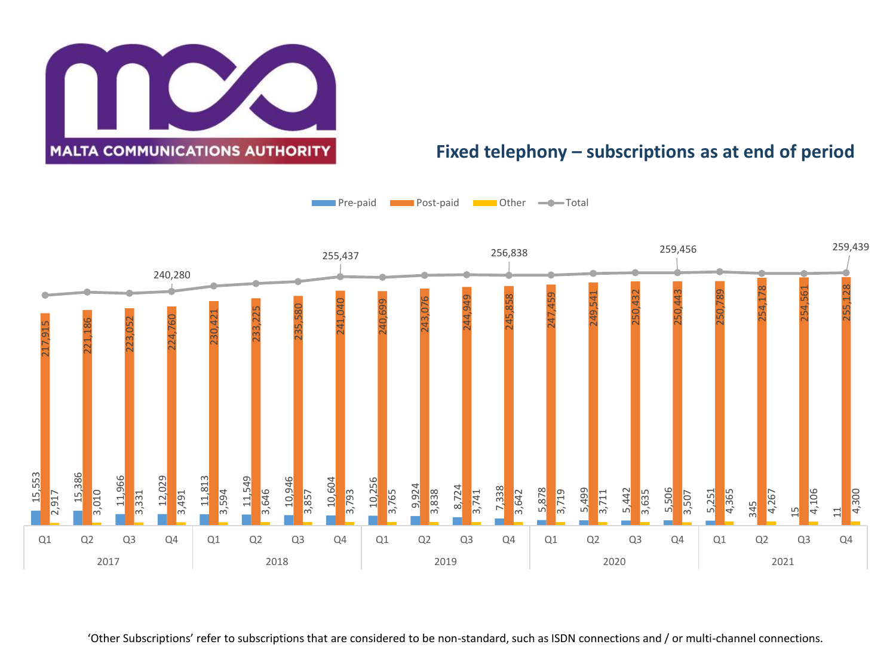# Fixed telephony – subscriptions as at end of period

| Year | Quarter | Pre-paid | Post-paid | Other | Total |
|---|---|---|---|---|---|
| 2017 | Q1 | 15,553 | 217,915 | 2,917 | |
| | Q2 | 15,386 | 221,186 | 3,010 | |
| | Q3 | 11,966 | 223,052 | 3,331 | |
| | Q4 | 12,029 | 224,760 | 3,491 | 240,280 |
| 2018 | Q1 | 11,813 | 230,421 | 3,594 | |
| | Q2 | 11,549 | 233,225 | 3,646 | |
| | Q3 | 10,946 | 235,580 | 3,857 | |
| | Q4 | 10,604 | 241,040 | 3,793 | 255,437 |
| 2019 | Q1 | 10,256 | 240,699 | 3,765 | |
| | Q2 | 9,924 | 243,076 | 3,838 | |
| | Q3 | 8,724 | 244,949 | 3,741 | |
| | Q4 | 7,338 | 245,858 | 3,642 | 256,838 |
| 2020 | Q1 | 5,878 | 247,459 | 3,719 | |
| | Q2 | 5,499 | 249,541 | 3,711 | |
| | Q3 | 5,442 | 250,432 | 3,635 | |
| | Q4 | 5,506 | 250,443 | 3,507 | 259,456 |
| 2021 | Q1 | 5,251 | 250,789 | 4,365 | |
| | Q2 | 345 | 254,178 | 4,267 | |
| | Q3 | 15 | 254,561 | 4,106 | |
| | Q4 | 11 | 255,128 | 4,300 | 259,439 |

'Other Subscriptions' refer to subscriptions that are considered to be non-standard, such as ISDN connections and / or multi-channel connections.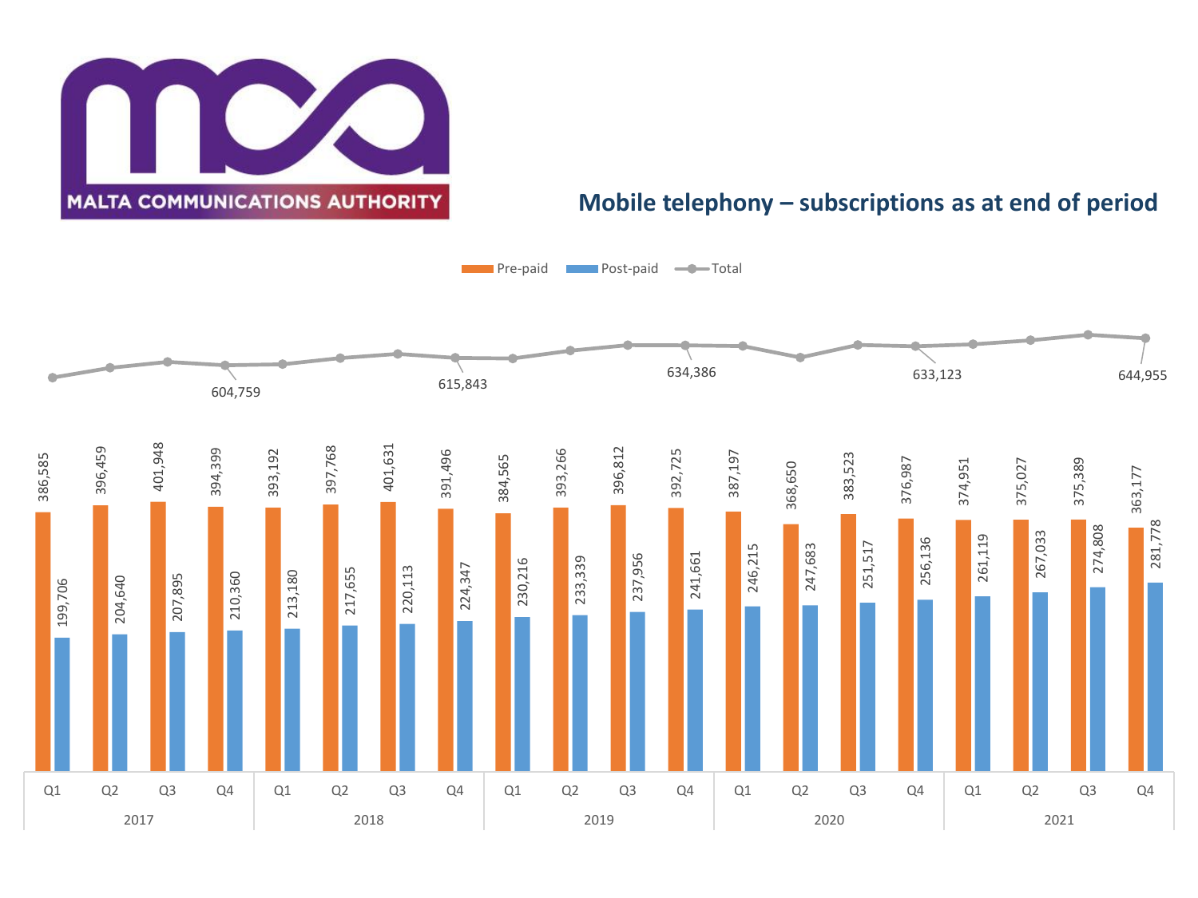## Mobile telephony – subscriptions as at end of period

| Year | Quarter | Pre-paid | Post-paid | Total |
|---|---|---|---|---|
| 2017 | Q1 | 386,585 | 199,706 | |
| | Q2 | 396,459 | 204,640 | |
| | Q3 | 401,948 | 207,895 | |
| | Q4 | 394,399 | 210,360 | 604,759 |
| 2018 | Q1 | 393,192 | 213,180 | |
| | Q2 | 397,768 | 217,655 | |
| | Q3 | 401,631 | 220,113 | |
| | Q4 | 391,496 | 224,347 | 615,843 |
| 2019 | Q1 | 384,565 | 230,216 | |
| | Q2 | 393,266 | 233,339 | |
| | Q3 | 396,812 | 237,956 | |
| | Q4 | 392,725 | 241,661 | 634,386 |
| 2020 | Q1 | 387,197 | 246,215 | |
| | Q2 | 368,650 | 247,683 | |
| | Q3 | 383,523 | 251,517 | |
| | Q4 | 376,987 | 256,136 | 633,123 |
| 2021 | Q1 | 374,951 | 261,119 | |
| | Q2 | 375,027 | 267,033 | |
| | Q3 | 375,389 | 274,808 | |
| | Q4 | 363,177 | 281,778 | 644,955 |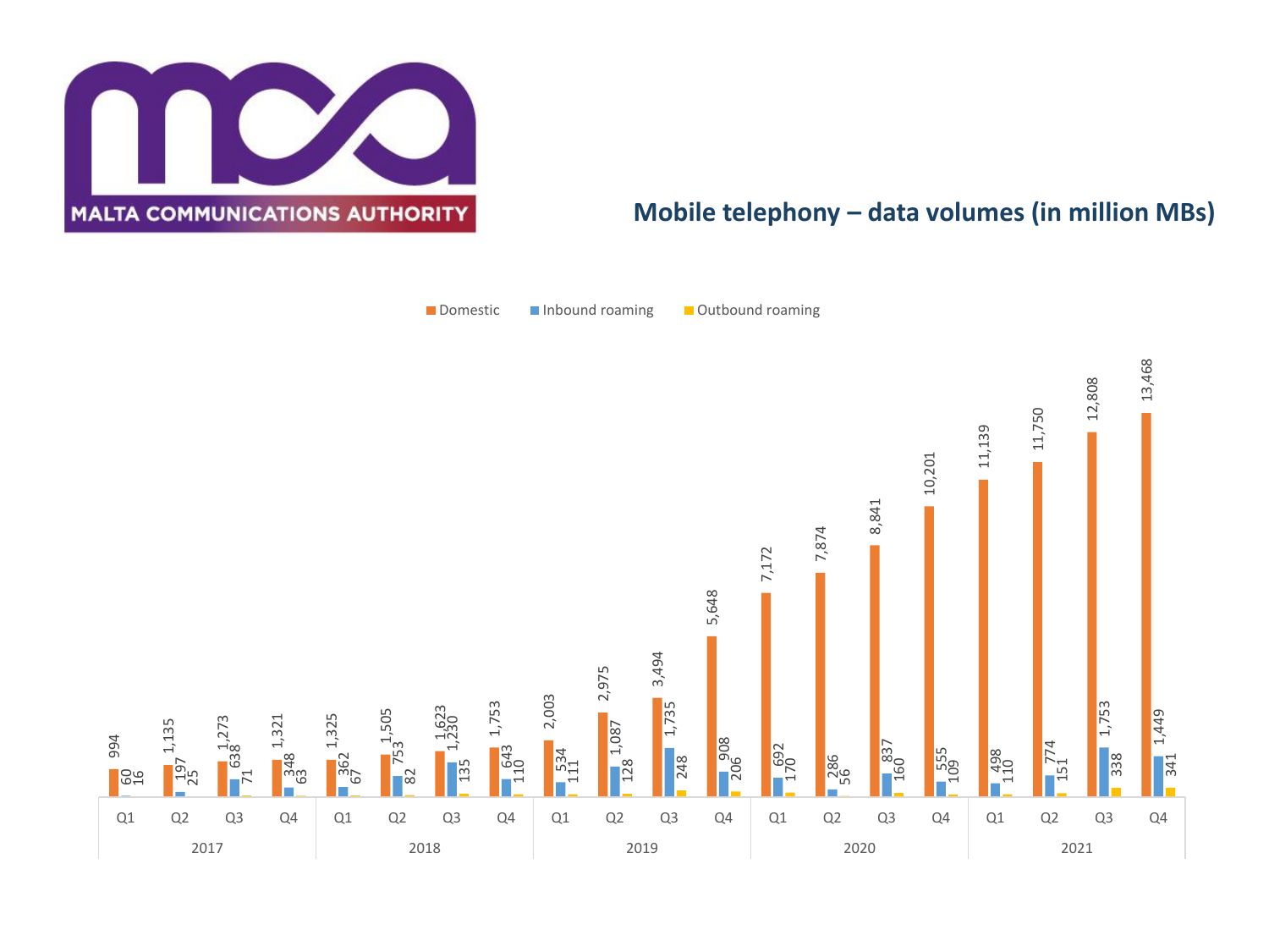MALTA COMMUNICATIONS AUTHORITY

## Mobile telephony – data volumes (in million MBs)

| Year | Quarter | Domestic | Inbound roaming | Outbound roaming |
|---|---|---|---|---|
| 2017 | Q1 | 994 | 60 | 16 |
| | Q2 | 1,135 | 197 | 25 |
| | Q3 | 1,273 | 638 | 71 |
| | Q4 | 1,321 | 348 | 63 |
| 2018 | Q1 | 1,325 | 362 | 67 |
| | Q2 | 1,505 | 753 | 82 |
| | Q3 | 1,623 | 1,230 | 135 |
| | Q4 | 1,753 | 643 | 110 |
| 2019 | Q1 | 2,003 | 534 | 111 |
| | Q2 | 2,975 | 1,087 | 128 |
| | Q3 | 3,494 | 1,735 | 248 |
| | Q4 | 5,648 | 908 | 206 |
| 2020 | Q1 | 7,172 | 692 | 170 |
| | Q2 | 7,874 | 286 | 56 |
| | Q3 | 8,841 | 837 | 160 |
| | Q4 | 10,201 | 555 | 109 |
| 2021 | Q1 | 11,139 | 498 | 110 |
| | Q2 | 11,750 | 774 | 151 |
| | Q3 | 12,808 | 1,753 | 338 |
| | Q4 | 13,468 | 1,449 | 341 |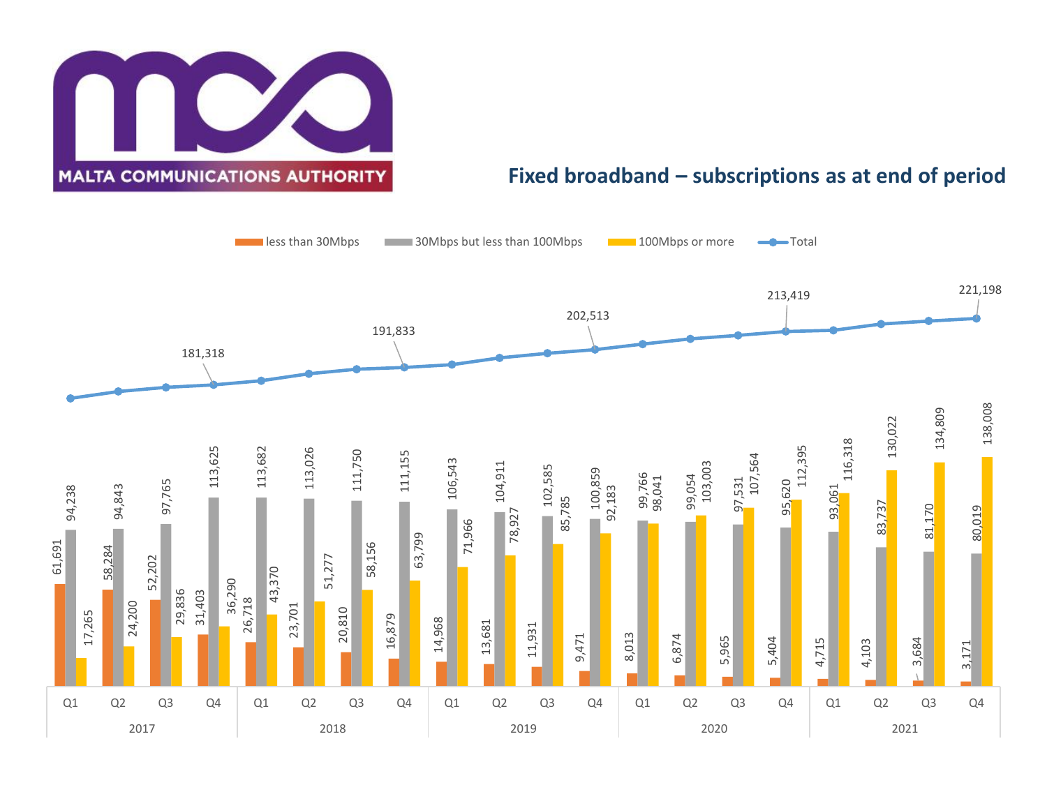MALTA COMMUNICATIONS AUTHORITY

## Fixed broadband – subscriptions as at end of period

| Year | Quarter | less than 30Mbps | 30Mbps but less than 100Mbps | 100Mbps or more | Total |
|---|---|---|---|---|---|
| 2017 | Q1 | 61,691 | 94,238 | 17,265 | |
| | Q2 | 58,284 | 94,843 | 24,200 | |
| | Q3 | 52,202 | 97,765 | 29,836 | |
| | Q4 | 31,403 | 113,625 | 36,290 | 181,318 |
| 2018 | Q1 | 26,718 | 113,682 | 43,370 | |
| | Q2 | 23,701 | 113,026 | 51,277 | |
| | Q3 | 20,810 | 111,750 | 58,156 | |
| | Q4 | 16,879 | 111,155 | 63,799 | 191,833 |
| 2019 | Q1 | 14,968 | 106,543 | 71,966 | |
| | Q2 | 13,681 | 104,911 | 78,927 | |
| | Q3 | 11,931 | 102,585 | 85,785 | |
| | Q4 | 9,471 | 100,859 | 92,183 | 202,513 |
| 2020 | Q1 | 8,013 | 99,766 | 98,041 | |
| | Q2 | 6,874 | 99,054 | 103,003 | |
| | Q3 | 5,965 | 97,531 | 107,564 | |
| | Q4 | 5,404 | 95,620 | 112,395 | 213,419 |
| 2021 | Q1 | 4,715 | 93,061 | 116,318 | |
| | Q2 | 4,103 | 83,737 | 130,022 | |
| | Q3 | 3,684 | 81,170 | 134,809 | |
| | Q4 | 3,171 | 80,019 | 138,008 | 221,198 |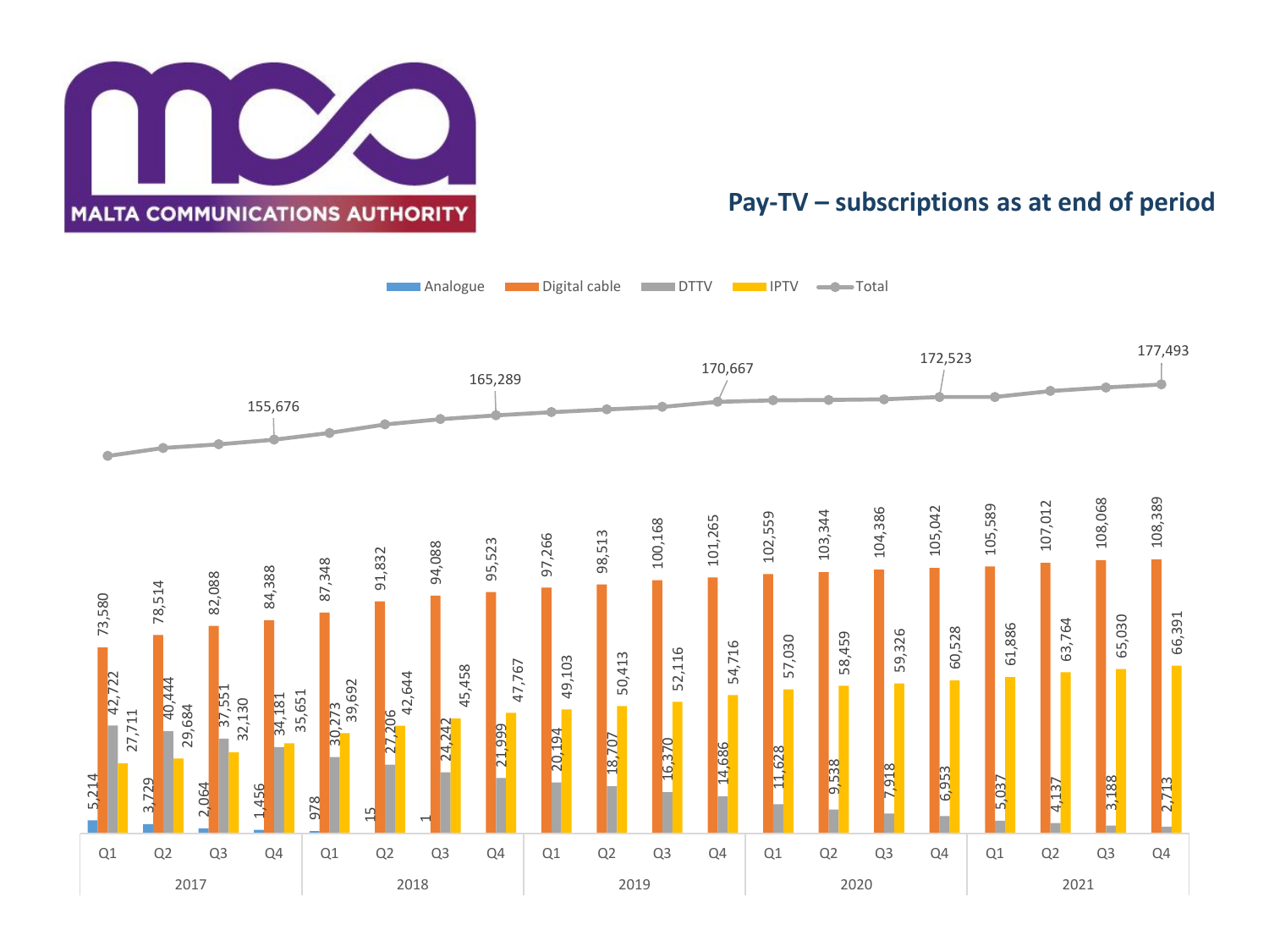## Pay-TV – subscriptions as at end of period

| Year | Quarter | Analogue | Digital cable | DTTV | IPTV | Total |
|---|---|---|---|---|---|---|
| 2017 | Q1 | 5,214 | 73,580 | 42,722 | 27,711 | |
| | Q2 | 3,729 | 78,514 | 40,444 | 29,684 | |
| | Q3 | 2,064 | 82,088 | 37,551 | 32,130 | |
| | Q4 | 1,456 | 84,388 | 34,181 | 35,651 | 155,676 |
| 2018 | Q1 | 978 | 87,348 | 30,273 | 39,692 | |
| | Q2 | 15 | 91,832 | 27,206 | 42,644 | |
| | Q3 | 1 | 94,088 | 24,242 | 45,458 | |
| | Q4 | | 95,523 | 21,999 | 47,767 | 165,289 |
| 2019 | Q1 | | 97,266 | 20,194 | 49,103 | |
| | Q2 | | 98,513 | 18,707 | 50,413 | |
| | Q3 | | 100,168 | 16,370 | 52,116 | |
| | Q4 | | 101,265 | 14,686 | 54,716 | 170,667 |
| 2020 | Q1 | | 102,559 | 11,628 | 57,030 | |
| | Q2 | | 103,344 | 9,538 | 58,459 | |
| | Q3 | | 104,386 | 7,918 | 59,326 | |
| | Q4 | | 105,042 | 6,953 | 60,528 | 172,523 |
| 2021 | Q1 | | 105,589 | 5,037 | 61,886 | |
| | Q2 | | 107,012 | 4,137 | 63,764 | |
| | Q3 | | 108,068 | 3,188 | 65,030 | |
| | Q4 | | 108,389 | 2,713 | 66,391 | 177,493 |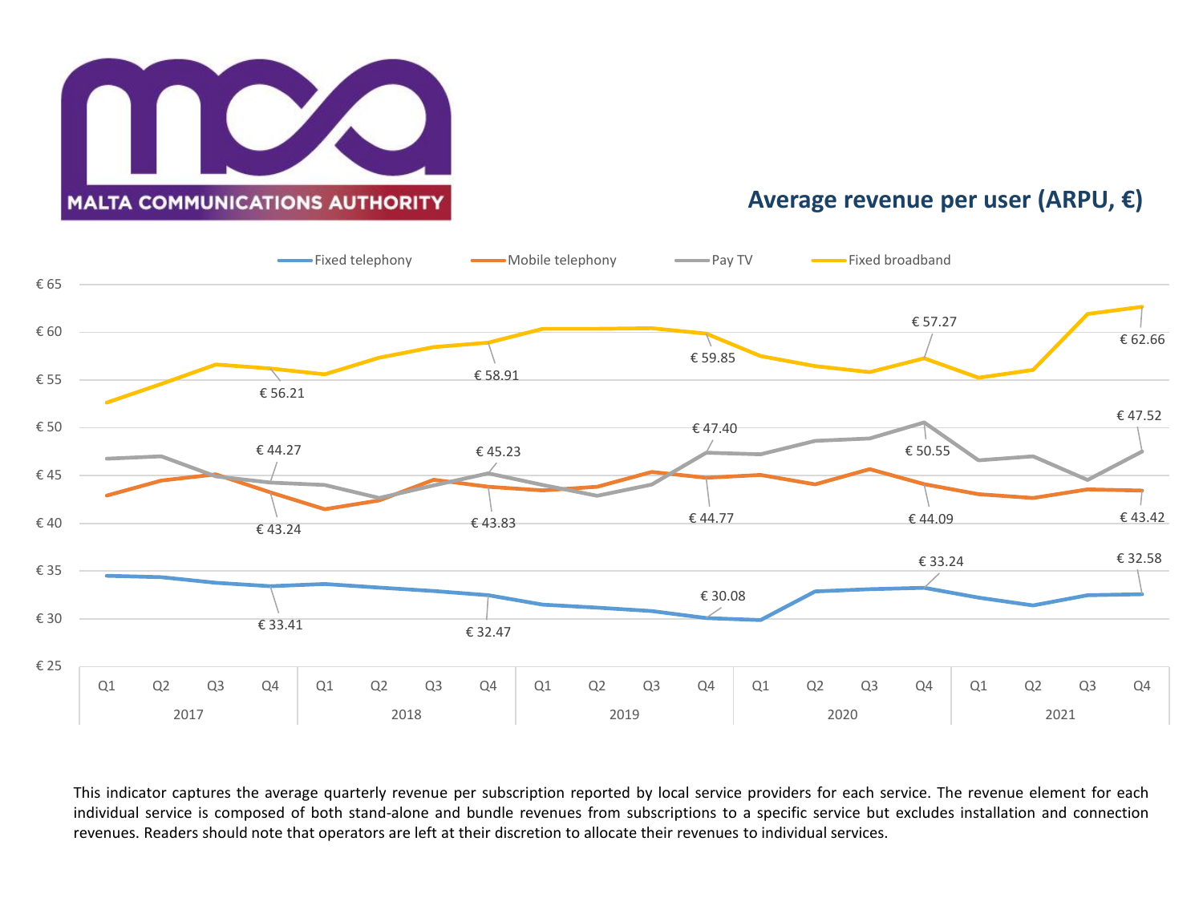## Average revenue per user (ARPU, €)

This indicator captures the average quarterly revenue per subscription reported by local service providers for each service. The revenue element for each individual service is composed of both stand-alone and bundle revenues from subscriptions to a specific service but excludes installation and connection revenues. Readers should note that operators are left at their discretion to allocate their revenues to individual services.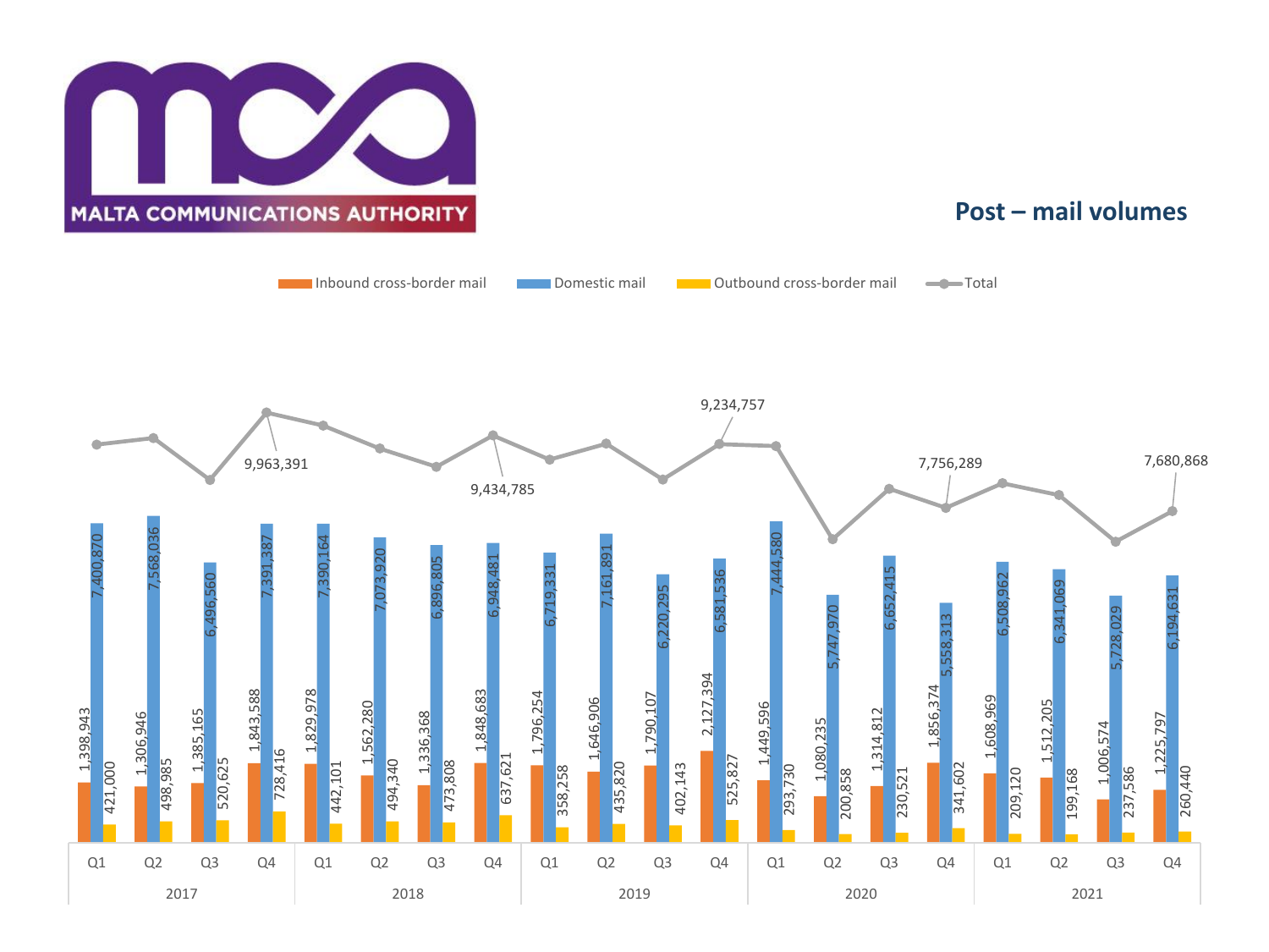## Post – mail volumes

| Year | Quarter | Inbound cross-border mail | Domestic mail | Outbound cross-border mail | Total |
|---|---|---|---|---|---|
| 2017 | Q1 | 1,398,943 | 7,400,870 | 421,000 | |
| | Q2 | 1,306,946 | 7,568,036 | 498,985 | |
| | Q3 | 1,385,165 | 6,496,560 | 520,625 | |
| | Q4 | 1,843,588 | 7,391,387 | 728,416 | 9,963,391 |
| 2018 | Q1 | 1,829,978 | 7,390,164 | 442,101 | |
| | Q2 | 1,562,280 | 7,073,920 | 494,340 | |
| | Q3 | 1,336,368 | 6,896,805 | 473,808 | |
| | Q4 | 1,848,683 | 6,948,481 | 637,621 | 9,434,785 |
| 2019 | Q1 | 1,796,254 | 6,719,331 | 358,258 | |
| | Q2 | 1,646,906 | 7,161,891 | 435,820 | |
| | Q3 | 1,790,107 | 6,220,295 | 402,143 | |
| | Q4 | 2,127,394 | 6,581,536 | 525,827 | 9,234,757 |
| 2020 | Q1 | 1,449,596 | 7,444,580 | 293,730 | |
| | Q2 | 1,080,235 | 5,747,970 | 200,858 | |
| | Q3 | 1,314,812 | 6,652,415 | 230,521 | |
| | Q4 | 1,856,374 | 5,558,313 | 341,602 | 7,756,289 |
| 2021 | Q1 | 1,608,969 | 6,508,962 | 209,120 | |
| | Q2 | 1,512,205 | 6,341,069 | 199,168 | |
| | Q3 | 1,006,574 | 5,728,029 | 237,586 | |
| | Q4 | 1,225,797 | 6,194,631 | 260,440 | 7,680,868 |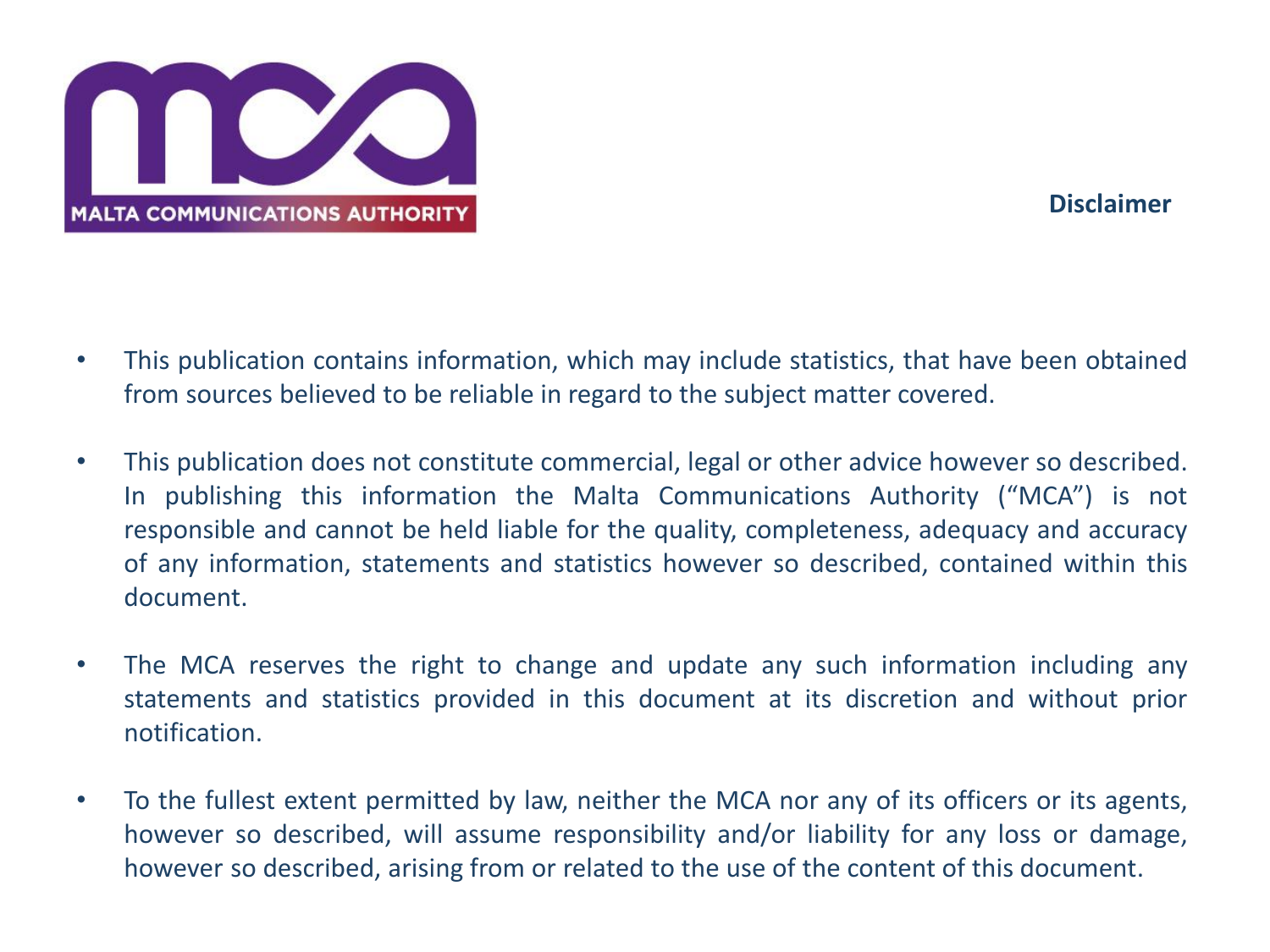MALTA COMMUNICATIONS AUTHORITY

## Disclaimer

- This publication contains information, which may include statistics, that have been obtained from sources believed to be reliable in regard to the subject matter covered.
- This publication does not constitute commercial, legal or other advice however so described. In publishing this information the Malta Communications Authority ("MCA") is not responsible and cannot be held liable for the quality, completeness, adequacy and accuracy of any information, statements and statistics however so described, contained within this document.
- The MCA reserves the right to change and update any such information including any statements and statistics provided in this document at its discretion and without prior notification.
- To the fullest extent permitted by law, neither the MCA nor any of its officers or its agents, however so described, will assume responsibility and/or liability for any loss or damage, however so described, arising from or related to the use of the content of this document.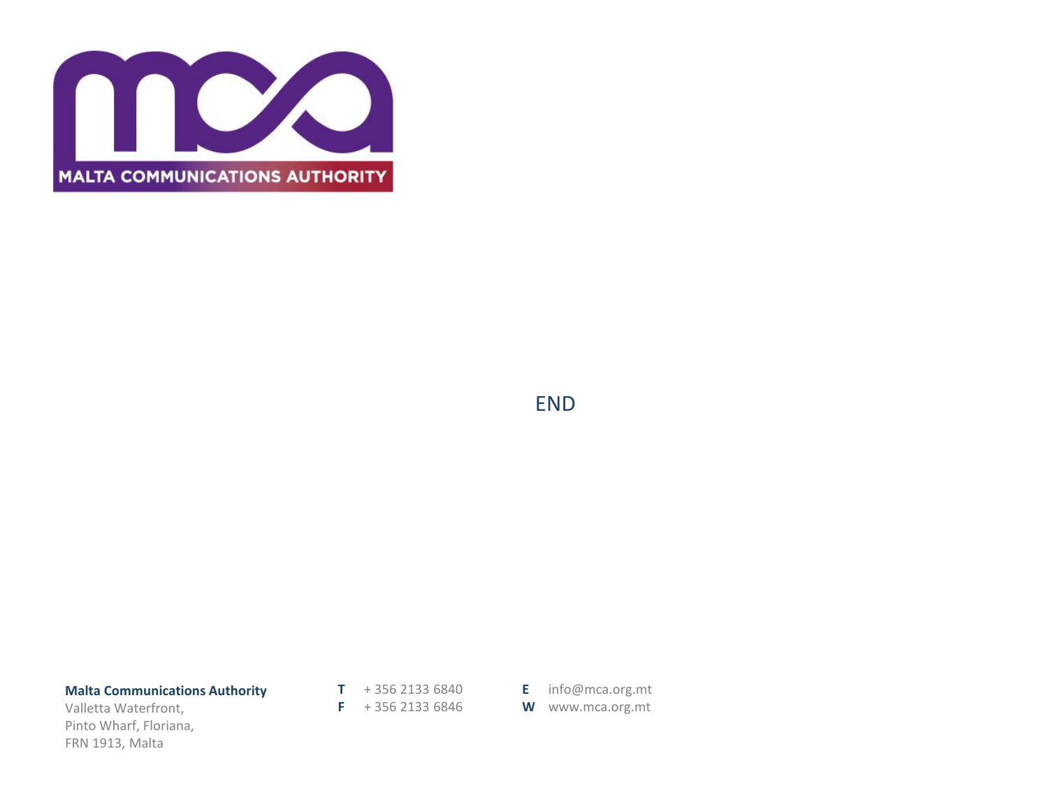MALTA COMMUNICATIONS AUTHORITY

END

**Malta Communications Authority**
Valletta Waterfront,
Pinto Wharf, Floriana,
FRN 1913, Malta

**T** + 356 2133 6840
**F** + 356 2133 6846

**E** info@mca.org.mt
**W** www.mca.org.mt